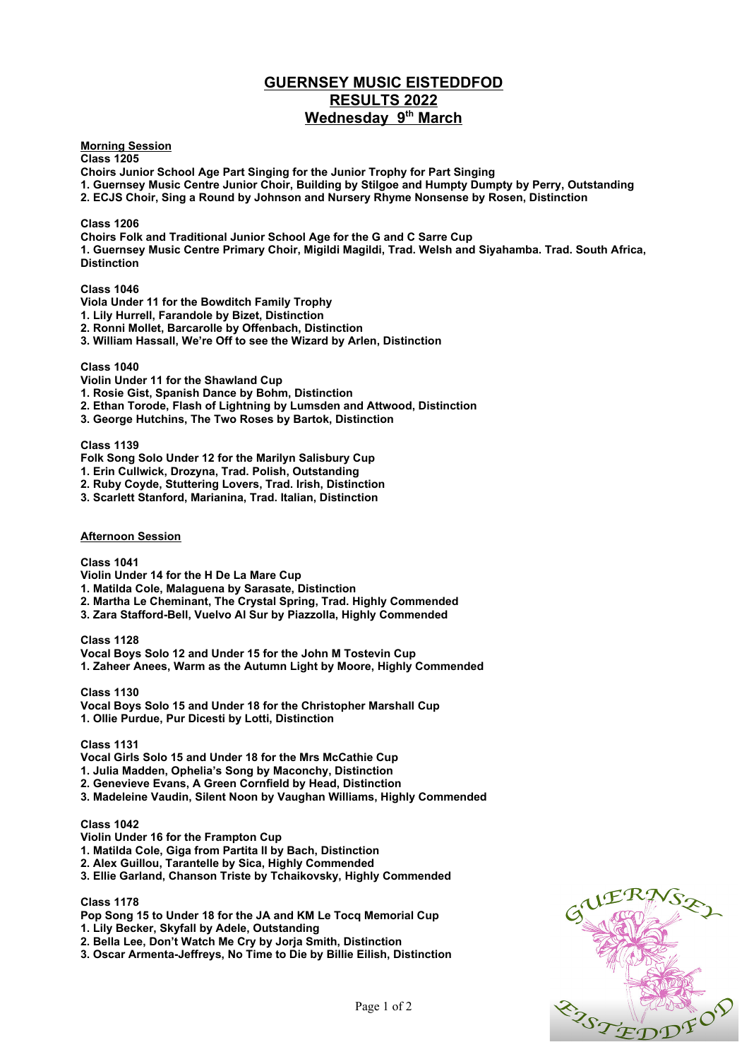# GUERNSEY MUSIC EISTEDDFOD
## RESULTS 2022
## Wednesday 9th March

**Morning Session**

**Class 1205**
**Choirs Junior School Age Part Singing for the Junior Trophy for Part Singing**
**1. Guernsey Music Centre Junior Choir, Building by Stilgoe and Humpty Dumpty by Perry, Outstanding**
**2. ECJS Choir, Sing a Round by Johnson and Nursery Rhyme Nonsense by Rosen, Distinction**

**Class 1206**
**Choirs Folk and Traditional Junior School Age for the G and C Sarre Cup**
**1. Guernsey Music Centre Primary Choir, Migildi Magildi, Trad. Welsh and Siyahamba. Trad. South Africa, Distinction**

**Class 1046**
**Viola Under 11 for the Bowditch Family Trophy**
**1. Lily Hurrell, Farandole by Bizet, Distinction**
**2. Ronni Mollet, Barcarolle by Offenbach, Distinction**
**3. William Hassall, We're Off to see the Wizard by Arlen, Distinction**

**Class 1040**
**Violin Under 11 for the Shawland Cup**
**1. Rosie Gist, Spanish Dance by Bohm, Distinction**
**2. Ethan Torode, Flash of Lightning by Lumsden and Attwood, Distinction**
**3. George Hutchins, The Two Roses by Bartok, Distinction**

**Class 1139**
**Folk Song Solo Under 12 for the Marilyn Salisbury Cup**
**1. Erin Cullwick, Drozyna, Trad. Polish, Outstanding**
**2. Ruby Coyde, Stuttering Lovers, Trad. Irish, Distinction**
**3. Scarlett Stanford, Marianina, Trad. Italian, Distinction**

**Afternoon Session**

**Class 1041**
**Violin Under 14 for the H De La Mare Cup**
**1. Matilda Cole, Malaguena by Sarasate, Distinction**
**2. Martha Le Cheminant, The Crystal Spring, Trad. Highly Commended**
**3. Zara Stafford-Bell, Vuelvo Al Sur by Piazzolla, Highly Commended**

**Class 1128**
**Vocal Boys Solo 12 and Under 15 for the John M Tostevin Cup**
**1. Zaheer Anees, Warm as the Autumn Light by Moore, Highly Commended**

**Class 1130**
**Vocal Boys Solo 15 and Under 18 for the Christopher Marshall Cup**
**1. Ollie Purdue, Pur Dicesti by Lotti, Distinction**

**Class 1131**
**Vocal Girls Solo 15 and Under 18 for the Mrs McCathie Cup**
**1. Julia Madden, Ophelia's Song by Maconchy, Distinction**
**2. Genevieve Evans, A Green Cornfield by Head, Distinction**
**3. Madeleine Vaudin, Silent Noon by Vaughan Williams, Highly Commended**

**Class 1042**
**Violin Under 16 for the Frampton Cup**
**1. Matilda Cole, Giga from Partita II by Bach, Distinction**
**2. Alex Guillou, Tarantelle by Sica, Highly Commended**
**3. Ellie Garland, Chanson Triste by Tchaikovsky, Highly Commended**

**Class 1178**
**Pop Song 15 to Under 18 for the JA and KM Le Tocq Memorial Cup**
**1. Lily Becker, Skyfall by Adele, Outstanding**
**2. Bella Lee, Don't Watch Me Cry by Jorja Smith, Distinction**
**3. Oscar Armenta-Jeffreys, No Time to Die by Billie Eilish, Distinction**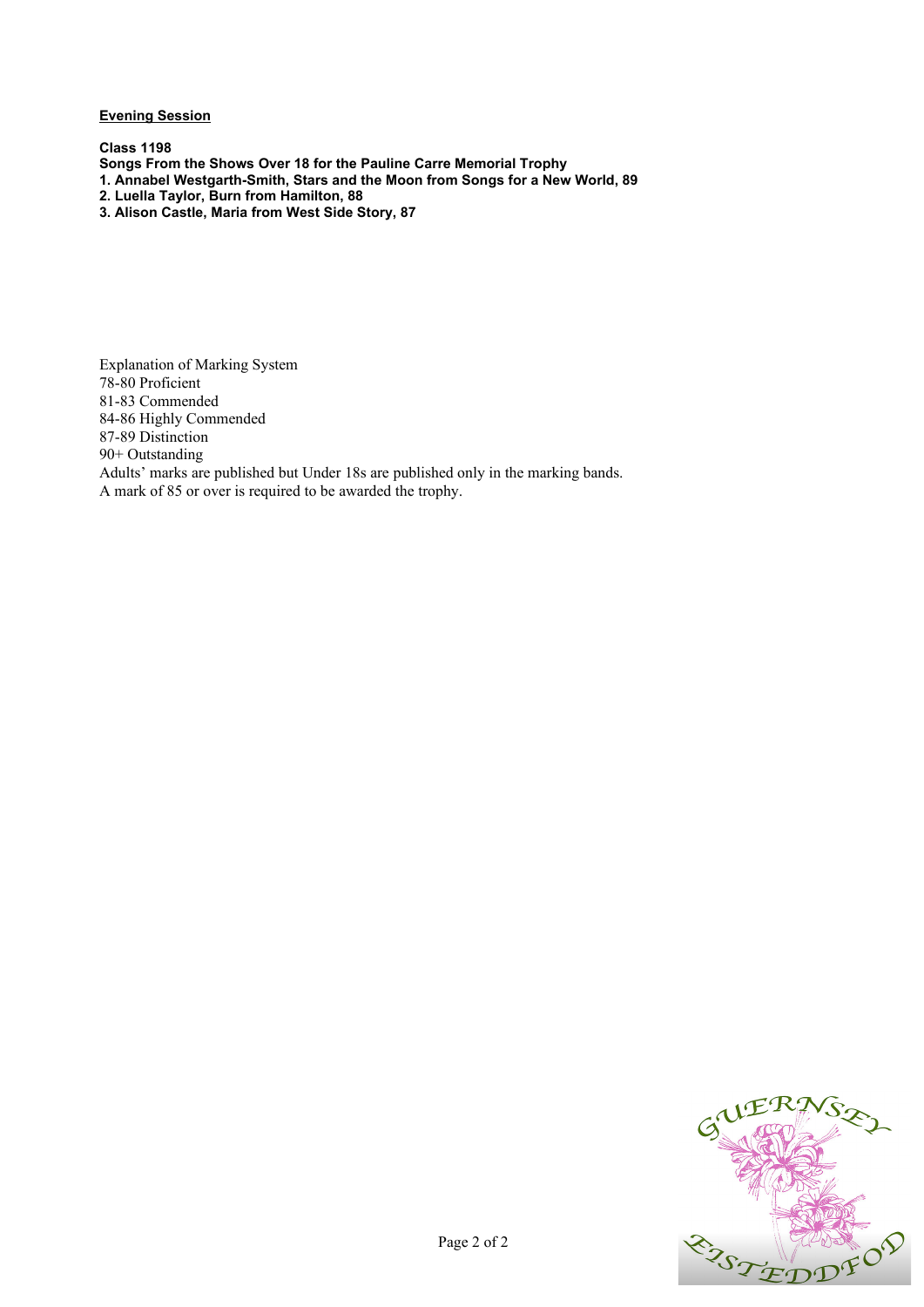**Evening Session**

**Class 1198**
**Songs From the Shows Over 18 for the Pauline Carre Memorial Trophy**
**1. Annabel Westgarth-Smith, Stars and the Moon from Songs for a New World, 89**
**2. Luella Taylor, Burn from Hamilton, 88**
**3. Alison Castle, Maria from West Side Story, 87**

Explanation of Marking System
78-80 Proficient
81-83 Commended
84-86 Highly Commended
87-89 Distinction
90+ Outstanding
Adults' marks are published but Under 18s are published only in the marking bands.
A mark of 85 or over is required to be awarded the trophy.